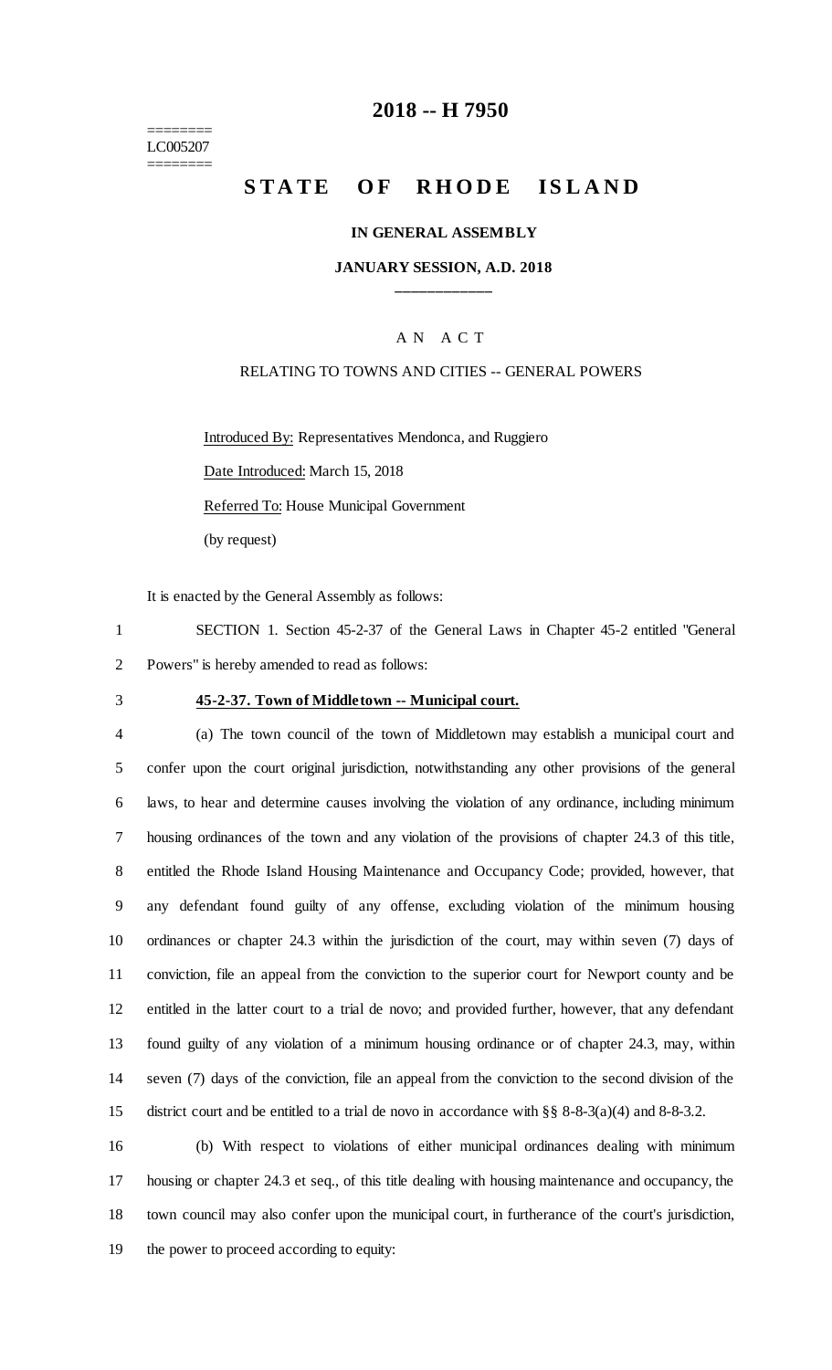========
LC005207
========

# 2018 -- H 7950

# STATE OF RHODE ISLAND

## IN GENERAL ASSEMBLY

### JANUARY SESSION, A.D. 2018

____________

A N A C T

RELATING TO TOWNS AND CITIES -- GENERAL POWERS

Introduced By: Representatives Mendonca, and Ruggiero

Date Introduced: March 15, 2018

Referred To: House Municipal Government

(by request)

It is enacted by the General Assembly as follows:

SECTION 1. Section 45-2-37 of the General Laws in Chapter 45-2 entitled "General Powers" is hereby amended to read as follows:

**45-2-37. Town of Middletown -- Municipal court.**

(a) The town council of the town of Middletown may establish a municipal court and confer upon the court original jurisdiction, notwithstanding any other provisions of the general laws, to hear and determine causes involving the violation of any ordinance, including minimum housing ordinances of the town and any violation of the provisions of chapter 24.3 of this title, entitled the Rhode Island Housing Maintenance and Occupancy Code; provided, however, that any defendant found guilty of any offense, excluding violation of the minimum housing ordinances or chapter 24.3 within the jurisdiction of the court, may within seven (7) days of conviction, file an appeal from the conviction to the superior court for Newport county and be entitled in the latter court to a trial de novo; and provided further, however, that any defendant found guilty of any violation of a minimum housing ordinance or of chapter 24.3, may, within seven (7) days of the conviction, file an appeal from the conviction to the second division of the district court and be entitled to a trial de novo in accordance with §§ 8-8-3(a)(4) and 8-8-3.2.

(b) With respect to violations of either municipal ordinances dealing with minimum housing or chapter 24.3 et seq., of this title dealing with housing maintenance and occupancy, the town council may also confer upon the municipal court, in furtherance of the court's jurisdiction, the power to proceed according to equity: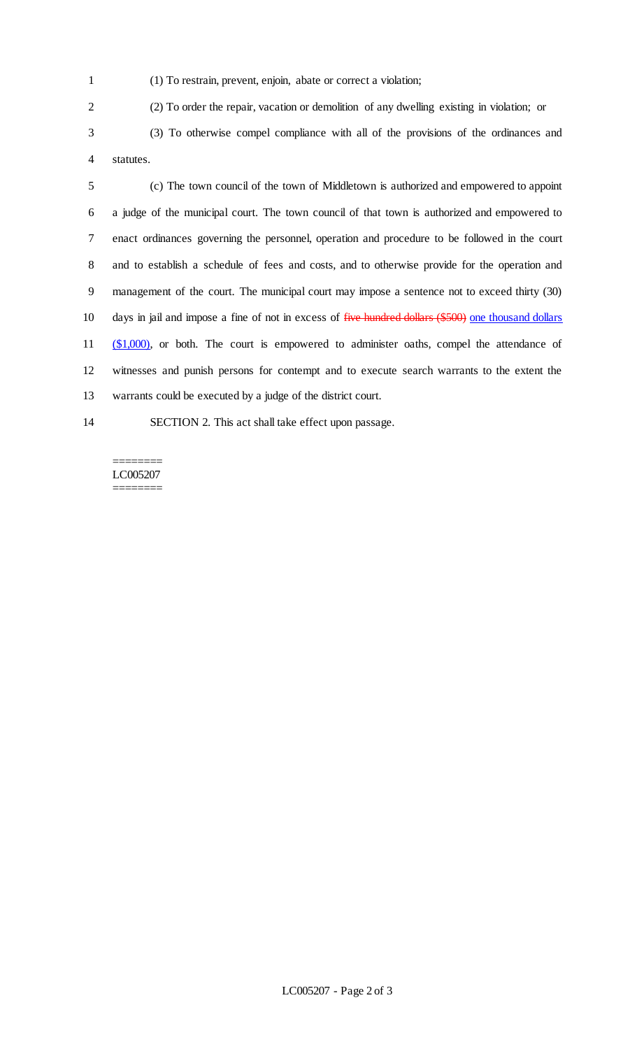(1) To restrain, prevent, enjoin, abate or correct a violation;

(2) To order the repair, vacation or demolition of any dwelling existing in violation; or

(3) To otherwise compel compliance with all of the provisions of the ordinances and statutes.

(c) The town council of the town of Middletown is authorized and empowered to appoint a judge of the municipal court. The town council of that town is authorized and empowered to enact ordinances governing the personnel, operation and procedure to be followed in the court and to establish a schedule of fees and costs, and to otherwise provide for the operation and management of the court. The municipal court may impose a sentence not to exceed thirty (30) days in jail and impose a fine of not in excess of ~~five hundred dollars ($500)~~ <u>one thousand dollars ($1,000)</u>, or both. The court is empowered to administer oaths, compel the attendance of witnesses and punish persons for contempt and to execute search warrants to the extent the warrants could be executed by a judge of the district court.

SECTION 2. This act shall take effect upon passage.

========
LC005207
========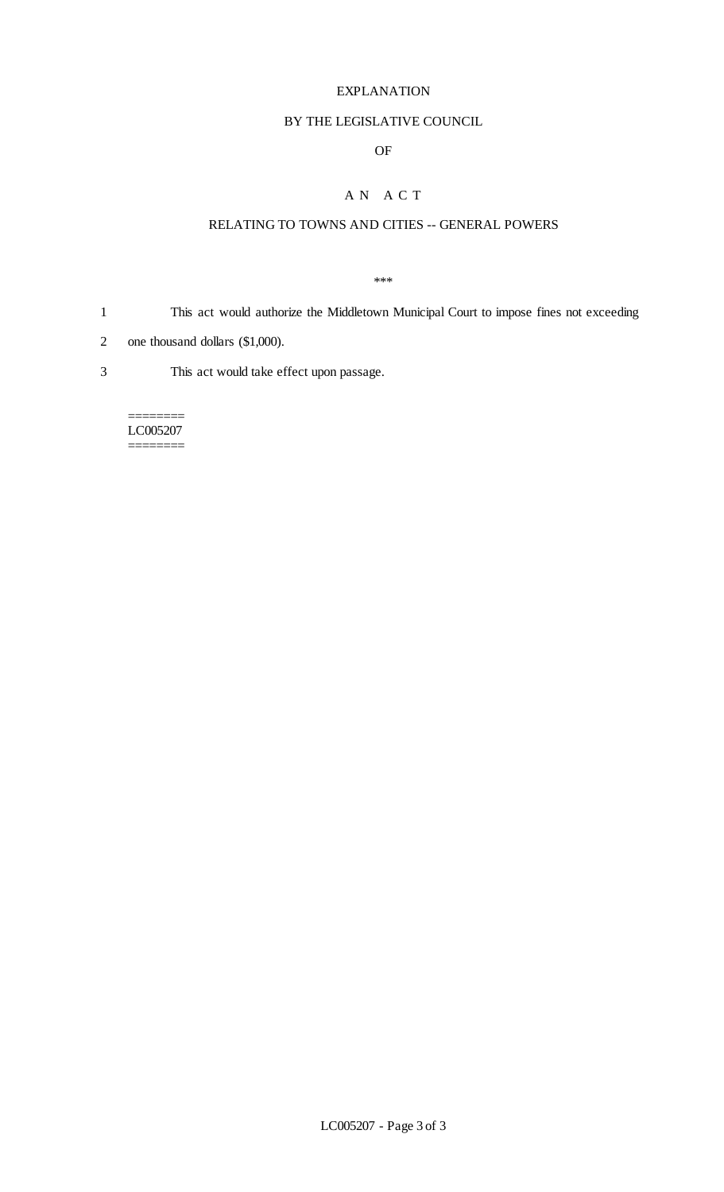EXPLANATION

BY THE LEGISLATIVE COUNCIL

OF

A N  A C T

RELATING TO TOWNS AND CITIES -- GENERAL POWERS

\*\*\*

1 This act would authorize the Middletown Municipal Court to impose fines not exceeding
2 one thousand dollars ($1,000).
3 This act would take effect upon passage.

========
LC005207
========